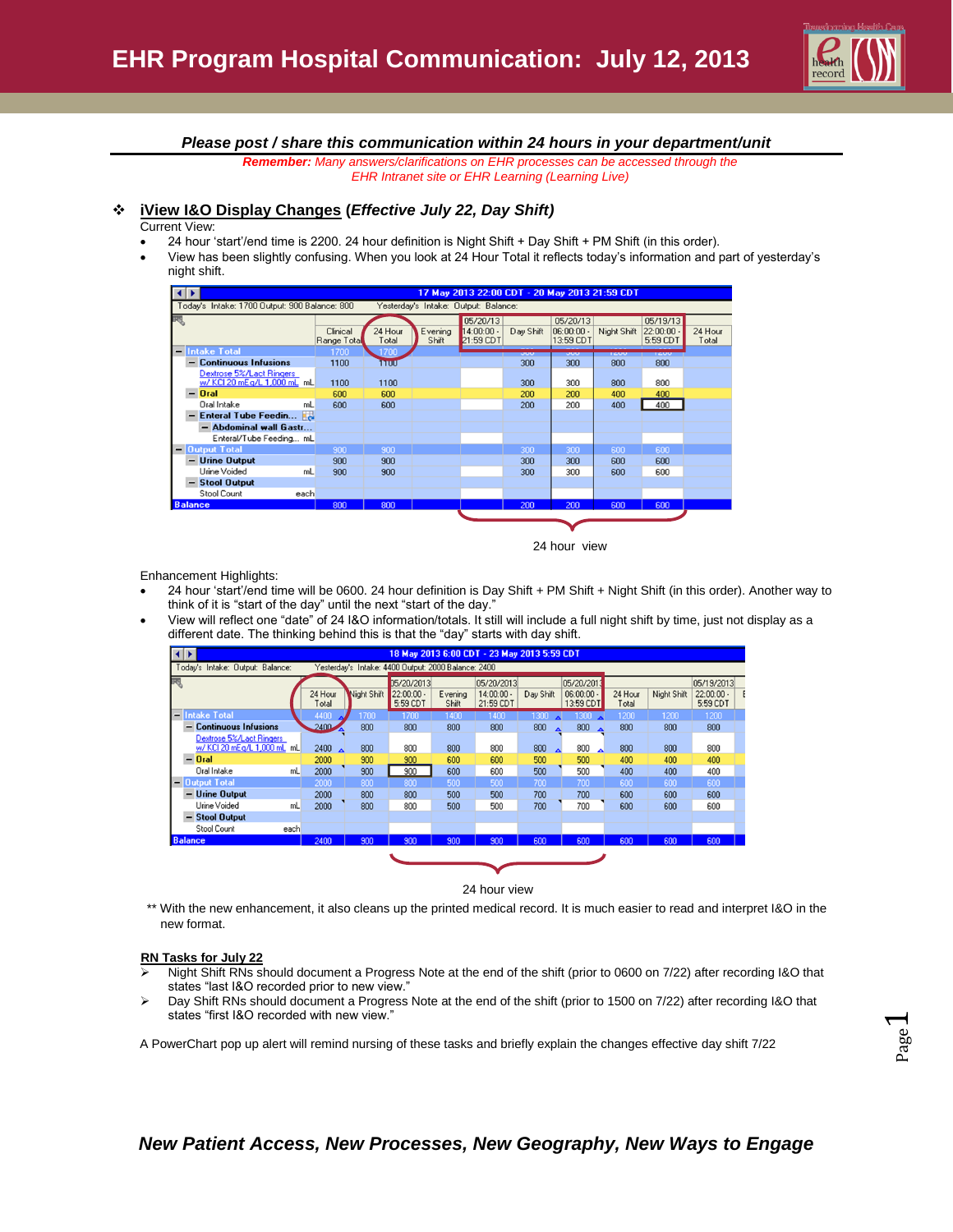# EHR Program Hospital Communication: July 12, 2013

***Please post / share this communication within 24 hours in your department/unit***

***Remember:** Many answers/clarifications on EHR processes can be accessed through the EHR Intranet site or EHR Learning (Learning Live)*

## iView I&O Display Changes (*Effective July 22, Day Shift*)

Current View:

- 24 hour 'start'/end time is 2200. 24 hour definition is Night Shift + Day Shift + PM Shift (in this order).
- View has been slightly confusing. When you look at 24 Hour Total it reflects today's information and part of yesterday's night shift.

| 17 May 2013 22:00 CDT - 20 May 2013 21:59 CDT | | | | | | | | |
|---|---|---|---|---|---|---|---|---|
| Today's Intake: 1700 Output: 900 Balance: 800 | Yesterday's Intake: Output: Balance: | | | | | | | |
| | Clinical Range Total | 24 Hour Total | Evening Shift | 05/20/13 14:00:00 - 21:59 CDT | Day Shift | 05/20/13 06:00:00 - 13:59 CDT | Night Shift | 05/19/13 22:00:00 - 5:59 CDT | 24 Hour Total |
| Intake Total | 1700 | 1700 | | | | | | | |
| Continuous Infusions | 1100 | 1100 | | | 300 | 300 | 800 | 800 | |
| Dextrose 5%/Lact Ringers w/ KCl 20 mEq/L 1,000 mL mL | 1100 | 1100 | | | 300 | 300 | 800 | 800 | |
| Oral | 600 | 600 | | | 200 | 200 | 400 | 400 | |
| Oral Intake mL | 600 | 600 | | | 200 | 200 | 400 | 400 | |
| Enteral Tube Feedin... | | | | | | | | | |
| Abdominal wall Gastr... | | | | | | | | | |
| Enteral/Tube Feeding... mL | | | | | | | | | |
| Output Total | 900 | 900 | | | 300 | 300 | 600 | 600 | |
| Urine Output | 900 | 900 | | | 300 | 300 | 600 | 600 | |
| Urine Voided mL | 900 | 900 | | | 300 | 300 | 600 | 600 | |
| Stool Output | | | | | | | | | |
| Stool Count each | | | | | | | | | |
| Balance | 800 | 800 | | | 200 | 200 | 600 | 600 | |

24 hour view

Enhancement Highlights:

- 24 hour 'start'/end time will be 0600. 24 hour definition is Day Shift + PM Shift + Night Shift (in this order). Another way to think of it is "start of the day" until the next "start of the day."
- View will reflect one "date" of 24 I&O information/totals. It still will include a full night shift by time, just not display as a different date. The thinking behind this is that the "day" starts with day shift.

| 18 May 2013 6:00 CDT - 23 May 2013 5:59 CDT | | | | | | | | | | |
|---|---|---|---|---|---|---|---|---|---|---|
| Today's Intake: Output: Balance: | Yesterday's Intake: 4400 Output: 2000 Balance: 2400 | | | | | | | | | |
| | 24 Hour Total | Night Shift | 05/20/2013 22:00:00 - 5:59 CDT | Evening Shift | 05/20/2013 14:00:00 - 21:59 CDT | Day Shift | 05/20/2013 06:00:00 - 13:59 CDT | 24 Hour Total | Night Shift | 05/19/2013 22:00:00 - 5:59 CDT |
| Intake Total | 4400 | 1700 | 1700 | 1400 | 1400 | 1300 | 1300 | 1200 | 1200 | 1200 |
| Continuous Infusions | 2400 | 800 | 800 | 800 | 800 | 800 | 800 | 800 | 800 | 800 |
| Dextrose 5%/Lact Ringers w/ KCl 20 mEq/L 1,000 mL mL | 2400 | 800 | 800 | 800 | 800 | 800 | 800 | 800 | 800 | 800 |
| Oral | 2000 | 900 | 900 | 600 | 600 | 500 | 500 | 400 | 400 | 400 |
| Oral Intake mL | 2000 | 900 | 900 | 600 | 600 | 500 | 500 | 400 | 400 | 400 |
| Output Total | 2000 | 800 | 800 | 500 | 500 | 700 | 700 | 600 | 600 | 600 |
| Urine Output | 2000 | 800 | 800 | 500 | 500 | 700 | 700 | 600 | 600 | 600 |
| Urine Voided mL | 2000 | 800 | 800 | 500 | 500 | 700 | 700 | 600 | 600 | 600 |
| Stool Output | | | | | | | | | | |
| Stool Count each | | | | | | | | | | |
| Balance | 2400 | 900 | 900 | 900 | 900 | 600 | 600 | 600 | 600 | 600 |

24 hour view

** With the new enhancement, it also cleans up the printed medical record. It is much easier to read and interpret I&O in the new format.

**RN Tasks for July 22**

- Night Shift RNs should document a Progress Note at the end of the shift (prior to 0600 on 7/22) after recording I&O that states "last I&O recorded prior to new view."
- Day Shift RNs should document a Progress Note at the end of the shift (prior to 1500 on 7/22) after recording I&O that states "first I&O recorded with new view."

A PowerChart pop up alert will remind nursing of these tasks and briefly explain the changes effective day shift 7/22

***New Patient Access, New Processes, New Geography, New Ways to Engage***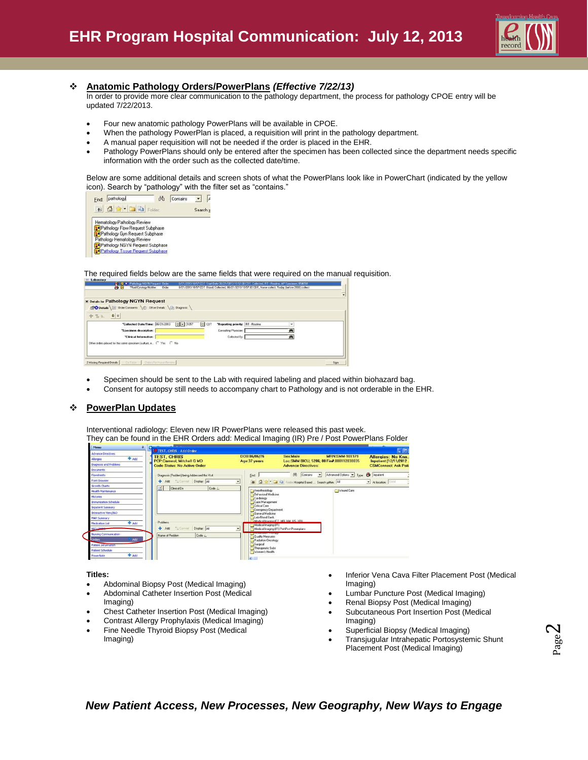# EHR Program Hospital Communication: July 12, 2013

## Anatomic Pathology Orders/PowerPlans *(Effective 7/22/13)*

In order to provide more clear communication to the pathology department, the process for pathology CPOE entry will be updated 7/22/2013.

- Four new anatomic pathology PowerPlans will be available in CPOE.
- When the pathology PowerPlan is placed, a requisition will print in the pathology department.
- A manual paper requisition will not be needed if the order is placed in the EHR.
- Pathology PowerPlans should only be entered after the specimen has been collected since the department needs specific information with the order such as the collected date/time.

Below are some additional details and screen shots of what the PowerPlans look like in PowerChart (indicated by the yellow icon). Search by "pathology" with the filter set as "contains."

The required fields below are the same fields that were required on the manual requisition.

- Specimen should be sent to the Lab with required labeling and placed within biohazard bag.
- Consent for autopsy still needs to accompany chart to Pathology and is not orderable in the EHR.

## PowerPlan Updates

Interventional radiology: Eleven new IR PowerPlans were released this past week.
They can be found in the EHR Orders add: Medical Imaging (IR) Pre / Post PowerPlans Folder

**Titles:**

- Abdominal Biopsy Post (Medical Imaging)
- Abdominal Catheter Insertion Post (Medical Imaging)
- Chest Catheter Insertion Post (Medical Imaging)
- Contrast Allergy Prophylaxis (Medical Imaging)
- Fine Needle Thyroid Biopsy Post (Medical Imaging)
- Inferior Vena Cava Filter Placement Post (Medical Imaging)
- Lumbar Puncture Post (Medical Imaging)
- Renal Biopsy Post (Medical Imaging)
- Subcutaneous Port Insertion Post (Medical Imaging)
- Superficial Biopsy (Medical Imaging)
- Transjugular Intrahepatic Portosystemic Shunt Placement Post (Medical Imaging)

***New Patient Access, New Processes, New Geography, New Ways to Engage***